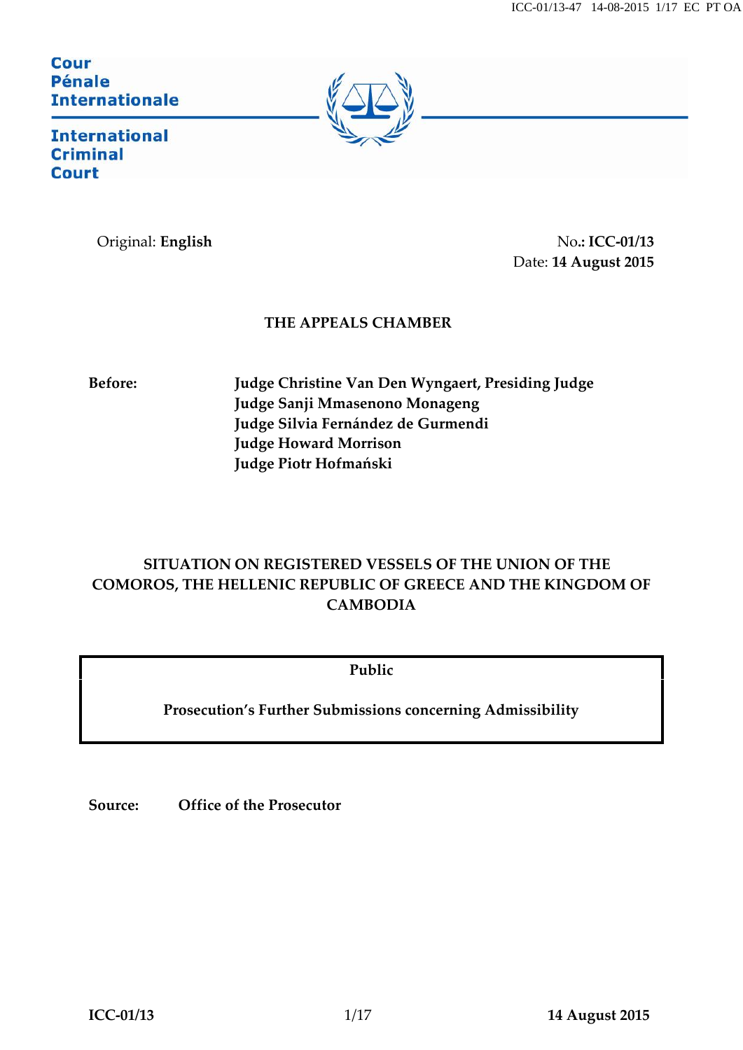Cour
Pénale
Internationale

International
Criminal
Court

Original: **English**

No.: **ICC-01/13**
Date: **14 August 2015**

**THE APPEALS CHAMBER**

**Before:**

**Judge Christine Van Den Wyngaert, Presiding Judge**
**Judge Sanji Mmasenono Monageng**
**Judge Silvia Fernández de Gurmendi**
**Judge Howard Morrison**
**Judge Piotr Hofmański**

**SITUATION ON REGISTERED VESSELS OF THE UNION OF THE COMOROS, THE HELLENIC REPUBLIC OF GREECE AND THE KINGDOM OF CAMBODIA**

**Public**

**Prosecution's Further Submissions concerning Admissibility**

**Source:** **Office of the Prosecutor**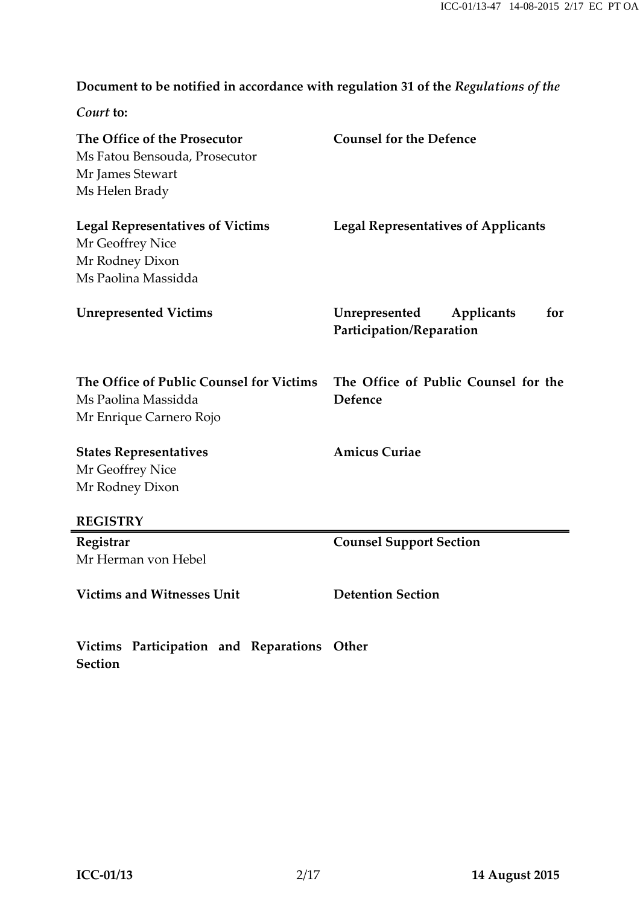**Document to be notified in accordance with regulation 31 of the *Regulations of the Court* to:**

| | |
|---|---|
| **The Office of the Prosecutor**<br>Ms Fatou Bensouda, Prosecutor<br>Mr James Stewart<br>Ms Helen Brady | **Counsel for the Defence** |
| **Legal Representatives of Victims**<br>Mr Geoffrey Nice<br>Mr Rodney Dixon<br>Ms Paolina Massidda | **Legal Representatives of Applicants** |
| **Unrepresented Victims** | **Unrepresented Applicants for Participation/Reparation** |
| **The Office of Public Counsel for Victims**<br>Ms Paolina Massidda<br>Mr Enrique Carnero Rojo | **The Office of Public Counsel for the Defence** |
| **States Representatives**<br>Mr Geoffrey Nice<br>Mr Rodney Dixon | **Amicus Curiae** |

**REGISTRY**

| | |
|---|---|
| **Registrar**<br>Mr Herman von Hebel | **Counsel Support Section** |
| **Victims and Witnesses Unit** | **Detention Section** |
| **Victims Participation and Reparations Section** | **Other** |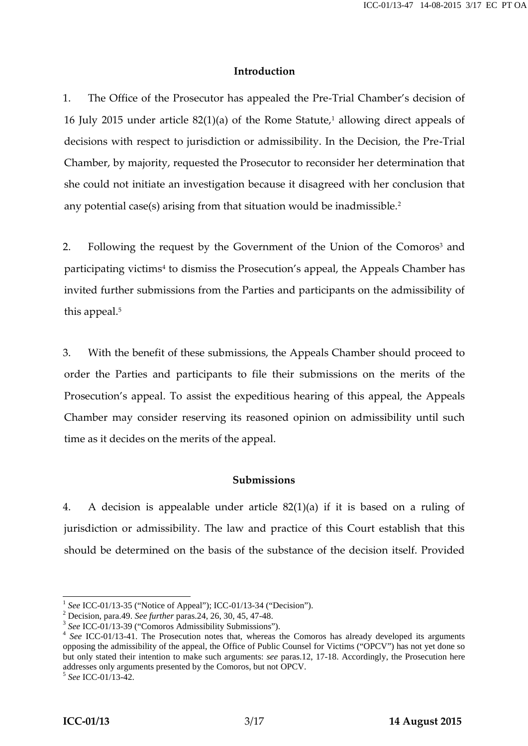## Introduction

1. The Office of the Prosecutor has appealed the Pre-Trial Chamber's decision of 16 July 2015 under article 82(1)(a) of the Rome Statute,[1] allowing direct appeals of decisions with respect to jurisdiction or admissibility. In the Decision, the Pre-Trial Chamber, by majority, requested the Prosecutor to reconsider her determination that she could not initiate an investigation because it disagreed with her conclusion that any potential case(s) arising from that situation would be inadmissible.[2]

2. Following the request by the Government of the Union of the Comoros[3] and participating victims[4] to dismiss the Prosecution's appeal, the Appeals Chamber has invited further submissions from the Parties and participants on the admissibility of this appeal.[5]

3. With the benefit of these submissions, the Appeals Chamber should proceed to order the Parties and participants to file their submissions on the merits of the Prosecution's appeal. To assist the expeditious hearing of this appeal, the Appeals Chamber may consider reserving its reasoned opinion on admissibility until such time as it decides on the merits of the appeal.

## Submissions

4. A decision is appealable under article 82(1)(a) if it is based on a ruling of jurisdiction or admissibility. The law and practice of this Court establish that this should be determined on the basis of the substance of the decision itself. Provided

---

[1] *See* ICC-01/13-35 ("Notice of Appeal"); ICC-01/13-34 ("Decision").

[2] Decision, para.49. *See further* paras.24, 26, 30, 45, 47-48.

[3] *See* ICC-01/13-39 ("Comoros Admissibility Submissions").

[4] *See* ICC-01/13-41. The Prosecution notes that, whereas the Comoros has already developed its arguments opposing the admissibility of the appeal, the Office of Public Counsel for Victims ("OPCV") has not yet done so but only stated their intention to make such arguments: *see* paras.12, 17-18. Accordingly, the Prosecution here addresses only arguments presented by the Comoros, but not OPCV.

[5] *See* ICC-01/13-42.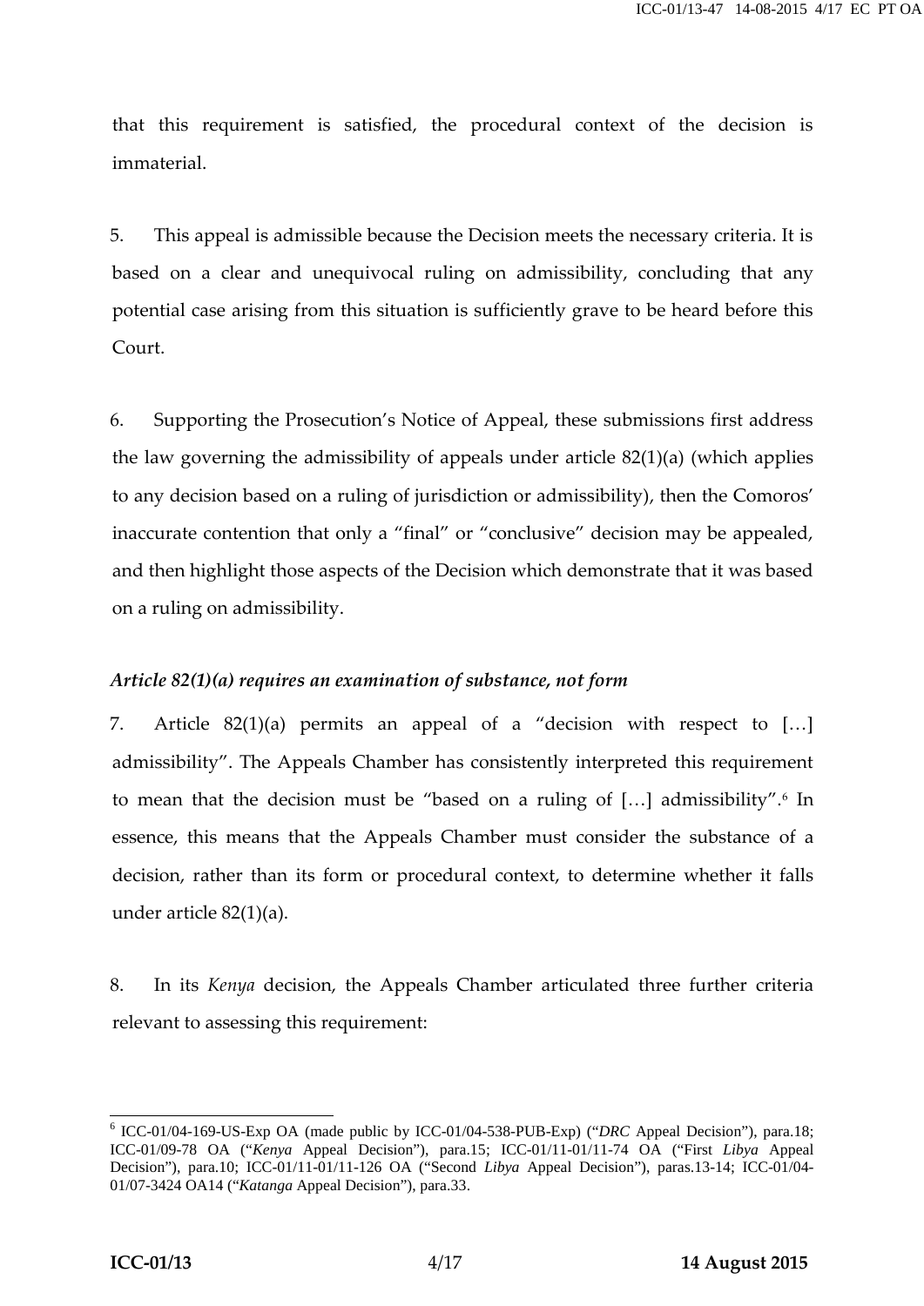that this requirement is satisfied, the procedural context of the decision is immaterial.

5. This appeal is admissible because the Decision meets the necessary criteria. It is based on a clear and unequivocal ruling on admissibility, concluding that any potential case arising from this situation is sufficiently grave to be heard before this Court.

6. Supporting the Prosecution's Notice of Appeal, these submissions first address the law governing the admissibility of appeals under article 82(1)(a) (which applies to any decision based on a ruling of jurisdiction or admissibility), then the Comoros' inaccurate contention that only a "final" or "conclusive" decision may be appealed, and then highlight those aspects of the Decision which demonstrate that it was based on a ruling on admissibility.

### *Article 82(1)(a) requires an examination of substance, not form*

7. Article 82(1)(a) permits an appeal of a "decision with respect to […] admissibility". The Appeals Chamber has consistently interpreted this requirement to mean that the decision must be "based on a ruling of […] admissibility".[6] In essence, this means that the Appeals Chamber must consider the substance of a decision, rather than its form or procedural context, to determine whether it falls under article 82(1)(a).

8. In its *Kenya* decision, the Appeals Chamber articulated three further criteria relevant to assessing this requirement:

---

[6] ICC-01/04-169-US-Exp OA (made public by ICC-01/04-538-PUB-Exp) ("*DRC* Appeal Decision"), para.18; ICC-01/09-78 OA ("*Kenya* Appeal Decision"), para.15; ICC-01/11-01/11-74 OA ("First *Libya* Appeal Decision"), para.10; ICC-01/11-01/11-126 OA ("Second *Libya* Appeal Decision"), paras.13-14; ICC-01/04-01/07-3424 OA14 ("*Katanga* Appeal Decision"), para.33.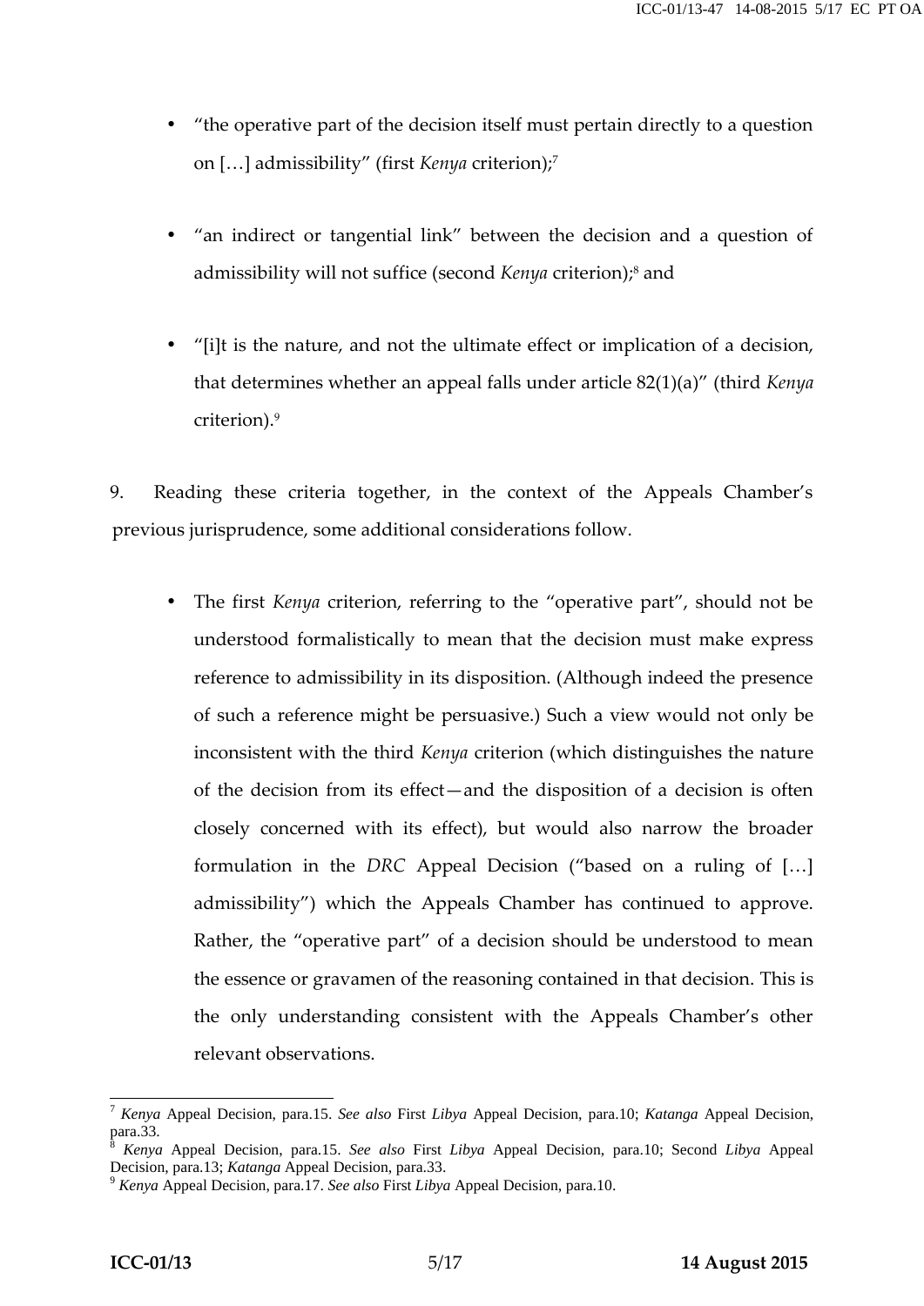- "the operative part of the decision itself must pertain directly to a question on […] admissibility" (first *Kenya* criterion);[7]

- "an indirect or tangential link" between the decision and a question of admissibility will not suffice (second *Kenya* criterion);[8] and

- "[i]t is the nature, and not the ultimate effect or implication of a decision, that determines whether an appeal falls under article 82(1)(a)" (third *Kenya* criterion).[9]

9. Reading these criteria together, in the context of the Appeals Chamber's previous jurisprudence, some additional considerations follow.

- The first *Kenya* criterion, referring to the "operative part", should not be understood formalistically to mean that the decision must make express reference to admissibility in its disposition. (Although indeed the presence of such a reference might be persuasive.) Such a view would not only be inconsistent with the third *Kenya* criterion (which distinguishes the nature of the decision from its effect—and the disposition of a decision is often closely concerned with its effect), but would also narrow the broader formulation in the *DRC* Appeal Decision ("based on a ruling of […] admissibility") which the Appeals Chamber has continued to approve. Rather, the "operative part" of a decision should be understood to mean the essence or gravamen of the reasoning contained in that decision. This is the only understanding consistent with the Appeals Chamber's other relevant observations.

---

[7] *Kenya* Appeal Decision, para.15. *See also* First *Libya* Appeal Decision, para.10; *Katanga* Appeal Decision, para.33.

[8] *Kenya* Appeal Decision, para.15. *See also* First *Libya* Appeal Decision, para.10; Second *Libya* Appeal Decision, para.13; *Katanga* Appeal Decision, para.33.

[9] *Kenya* Appeal Decision, para.17. *See also* First *Libya* Appeal Decision, para.10.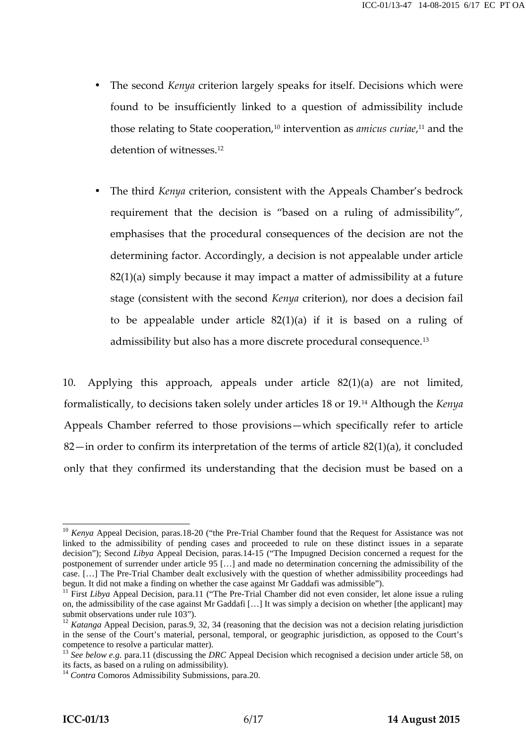- The second *Kenya* criterion largely speaks for itself. Decisions which were found to be insufficiently linked to a question of admissibility include those relating to State cooperation,[10] intervention as *amicus curiae*,[11] and the detention of witnesses.[12]

- The third *Kenya* criterion, consistent with the Appeals Chamber's bedrock requirement that the decision is "based on a ruling of admissibility", emphasises that the procedural consequences of the decision are not the determining factor. Accordingly, a decision is not appealable under article 82(1)(a) simply because it may impact a matter of admissibility at a future stage (consistent with the second *Kenya* criterion), nor does a decision fail to be appealable under article 82(1)(a) if it is based on a ruling of admissibility but also has a more discrete procedural consequence.[13]

10. Applying this approach, appeals under article 82(1)(a) are not limited, formalistically, to decisions taken solely under articles 18 or 19.[14] Although the *Kenya* Appeals Chamber referred to those provisions—which specifically refer to article 82—in order to confirm its interpretation of the terms of article 82(1)(a), it concluded only that they confirmed its understanding that the decision must be based on a

---

[10] *Kenya* Appeal Decision, paras.18-20 ("the Pre-Trial Chamber found that the Request for Assistance was not linked to the admissibility of pending cases and proceeded to rule on these distinct issues in a separate decision"); Second *Libya* Appeal Decision, paras.14-15 ("The Impugned Decision concerned a request for the postponement of surrender under article 95 […] and made no determination concerning the admissibility of the case. […] The Pre-Trial Chamber dealt exclusively with the question of whether admissibility proceedings had begun. It did not make a finding on whether the case against Mr Gaddafi was admissible").

[11] First *Libya* Appeal Decision, para.11 ("The Pre-Trial Chamber did not even consider, let alone issue a ruling on, the admissibility of the case against Mr Gaddafi […] It was simply a decision on whether [the applicant] may submit observations under rule 103").

[12] *Katanga* Appeal Decision, paras.9, 32, 34 (reasoning that the decision was not a decision relating jurisdiction in the sense of the Court's material, personal, temporal, or geographic jurisdiction, as opposed to the Court's competence to resolve a particular matter).

[13] *See below e.g.* para.11 (discussing the *DRC* Appeal Decision which recognised a decision under article 58, on its facts, as based on a ruling on admissibility).

[14] *Contra* Comoros Admissibility Submissions, para.20.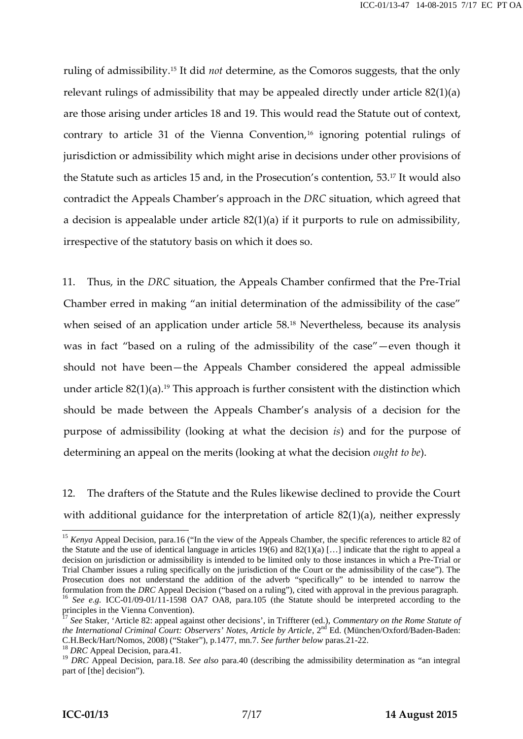ruling of admissibility.[15] It did *not* determine, as the Comoros suggests, that the only relevant rulings of admissibility that may be appealed directly under article 82(1)(a) are those arising under articles 18 and 19. This would read the Statute out of context, contrary to article 31 of the Vienna Convention,[16] ignoring potential rulings of jurisdiction or admissibility which might arise in decisions under other provisions of the Statute such as articles 15 and, in the Prosecution's contention, 53.[17] It would also contradict the Appeals Chamber's approach in the *DRC* situation, which agreed that a decision is appealable under article 82(1)(a) if it purports to rule on admissibility, irrespective of the statutory basis on which it does so.

11. Thus, in the *DRC* situation, the Appeals Chamber confirmed that the Pre-Trial Chamber erred in making "an initial determination of the admissibility of the case" when seised of an application under article 58.[18] Nevertheless, because its analysis was in fact "based on a ruling of the admissibility of the case"—even though it should not have been—the Appeals Chamber considered the appeal admissible under article 82(1)(a).[19] This approach is further consistent with the distinction which should be made between the Appeals Chamber's analysis of a decision for the purpose of admissibility (looking at what the decision *is*) and for the purpose of determining an appeal on the merits (looking at what the decision *ought to be*).

12. The drafters of the Statute and the Rules likewise declined to provide the Court with additional guidance for the interpretation of article 82(1)(a), neither expressly

---

[15] *Kenya* Appeal Decision, para.16 ("In the view of the Appeals Chamber, the specific references to article 82 of the Statute and the use of identical language in articles 19(6) and 82(1)(a) […] indicate that the right to appeal a decision on jurisdiction or admissibility is intended to be limited only to those instances in which a Pre-Trial or Trial Chamber issues a ruling specifically on the jurisdiction of the Court or the admissibility of the case"). The Prosecution does not understand the addition of the adverb "specifically" to be intended to narrow the formulation from the *DRC* Appeal Decision ("based on a ruling"), cited with approval in the previous paragraph.

[16] *See e.g.* ICC-01/09-01/11-1598 OA7 OA8, para.105 (the Statute should be interpreted according to the principles in the Vienna Convention).

[17] *See* Staker, 'Article 82: appeal against other decisions', in Triffterer (ed.), *Commentary on the Rome Statute of the International Criminal Court: Observers' Notes, Article by Article*, 2nd Ed. (München/Oxford/Baden-Baden: C.H.Beck/Hart/Nomos, 2008) ("Staker"), p.1477, mn.7. *See further below* paras.21-22.

[18] *DRC* Appeal Decision, para.41.

[19] *DRC* Appeal Decision, para.18. *See also* para.40 (describing the admissibility determination as "an integral part of [the] decision").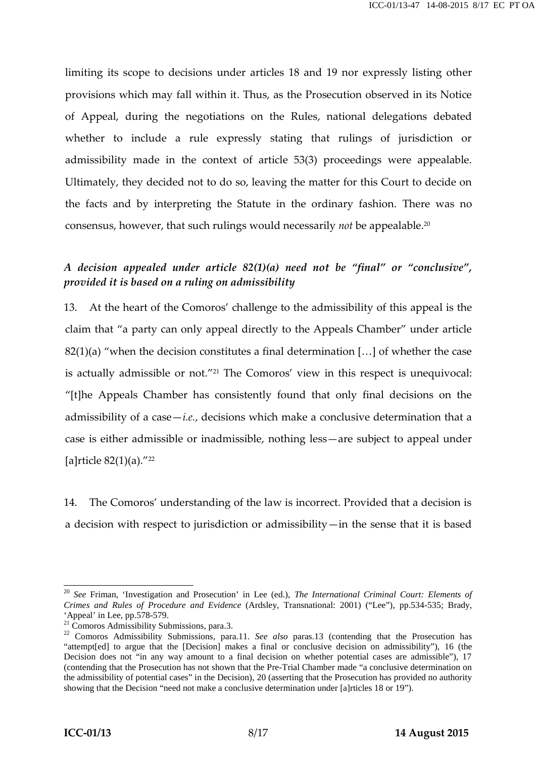limiting its scope to decisions under articles 18 and 19 nor expressly listing other provisions which may fall within it. Thus, as the Prosecution observed in its Notice of Appeal, during the negotiations on the Rules, national delegations debated whether to include a rule expressly stating that rulings of jurisdiction or admissibility made in the context of article 53(3) proceedings were appealable. Ultimately, they decided not to do so, leaving the matter for this Court to decide on the facts and by interpreting the Statute in the ordinary fashion. There was no consensus, however, that such rulings would necessarily *not* be appealable.[20]

***A decision appealed under article 82(1)(a) need not be "final" or "conclusive", provided it is based on a ruling on admissibility***

13. At the heart of the Comoros' challenge to the admissibility of this appeal is the claim that "a party can only appeal directly to the Appeals Chamber" under article 82(1)(a) "when the decision constitutes a final determination […] of whether the case is actually admissible or not."[21] The Comoros' view in this respect is unequivocal: "[t]he Appeals Chamber has consistently found that only final decisions on the admissibility of a case—*i.e.*, decisions which make a conclusive determination that a case is either admissible or inadmissible, nothing less—are subject to appeal under [a]rticle 82(1)(a)."[22]

14. The Comoros' understanding of the law is incorrect. Provided that a decision is a decision with respect to jurisdiction or admissibility—in the sense that it is based

---

[20] *See* Friman, 'Investigation and Prosecution' in Lee (ed.), *The International Criminal Court: Elements of Crimes and Rules of Procedure and Evidence* (Ardsley, Transnational: 2001) ("Lee"), pp.534-535; Brady, 'Appeal' in Lee, pp.578-579.

[21] Comoros Admissibility Submissions, para.3.

[22] Comoros Admissibility Submissions, para.11. *See also* paras.13 (contending that the Prosecution has "attempt[ed] to argue that the [Decision] makes a final or conclusive decision on admissibility"), 16 (the Decision does not "in any way amount to a final decision on whether potential cases are admissible"), 17 (contending that the Prosecution has not shown that the Pre-Trial Chamber made "a conclusive determination on the admissibility of potential cases" in the Decision), 20 (asserting that the Prosecution has provided no authority showing that the Decision "need not make a conclusive determination under [a]rticles 18 or 19").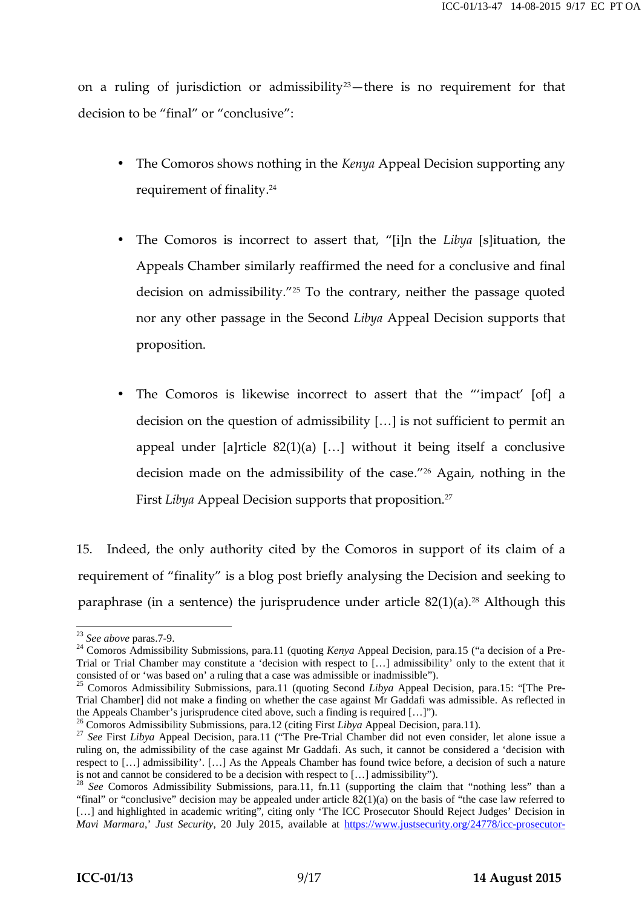on a ruling of jurisdiction or admissibility[23]—there is no requirement for that decision to be "final" or "conclusive":

- The Comoros shows nothing in the *Kenya* Appeal Decision supporting any requirement of finality.[24]

- The Comoros is incorrect to assert that, "[i]n the *Libya* [s]ituation, the Appeals Chamber similarly reaffirmed the need for a conclusive and final decision on admissibility."[25] To the contrary, neither the passage quoted nor any other passage in the Second *Libya* Appeal Decision supports that proposition.

- The Comoros is likewise incorrect to assert that the "'impact' [of] a decision on the question of admissibility […] is not sufficient to permit an appeal under [a]rticle 82(1)(a) […] without it being itself a conclusive decision made on the admissibility of the case."[26] Again, nothing in the First *Libya* Appeal Decision supports that proposition.[27]

15. Indeed, the only authority cited by the Comoros in support of its claim of a requirement of "finality" is a blog post briefly analysing the Decision and seeking to paraphrase (in a sentence) the jurisprudence under article 82(1)(a).[28] Although this

---

[23] *See above* paras.7-9.

[24] Comoros Admissibility Submissions, para.11 (quoting *Kenya* Appeal Decision, para.15 ("a decision of a Pre-Trial or Trial Chamber may constitute a 'decision with respect to […] admissibility' only to the extent that it consisted of or 'was based on' a ruling that a case was admissible or inadmissible").

[25] Comoros Admissibility Submissions, para.11 (quoting Second *Libya* Appeal Decision, para.15: "[The Pre-Trial Chamber] did not make a finding on whether the case against Mr Gaddafi was admissible. As reflected in the Appeals Chamber's jurisprudence cited above, such a finding is required […]").

[26] Comoros Admissibility Submissions, para.12 (citing First *Libya* Appeal Decision, para.11).

[27] *See* First *Libya* Appeal Decision, para.11 ("The Pre-Trial Chamber did not even consider, let alone issue a ruling on, the admissibility of the case against Mr Gaddafi. As such, it cannot be considered a 'decision with respect to […] admissibility'. […] As the Appeals Chamber has found twice before, a decision of such a nature is not and cannot be considered to be a decision with respect to […] admissibility").

[28] *See* Comoros Admissibility Submissions, para.11, fn.11 (supporting the claim that "nothing less" than a "final" or "conclusive" decision may be appealed under article 82(1)(a) on the basis of "the case law referred to […] and highlighted in academic writing", citing only 'The ICC Prosecutor Should Reject Judges' Decision in *Mavi Marmara*,' *Just Security*, 20 July 2015, available at https://www.justsecurity.org/24778/icc-prosecutor-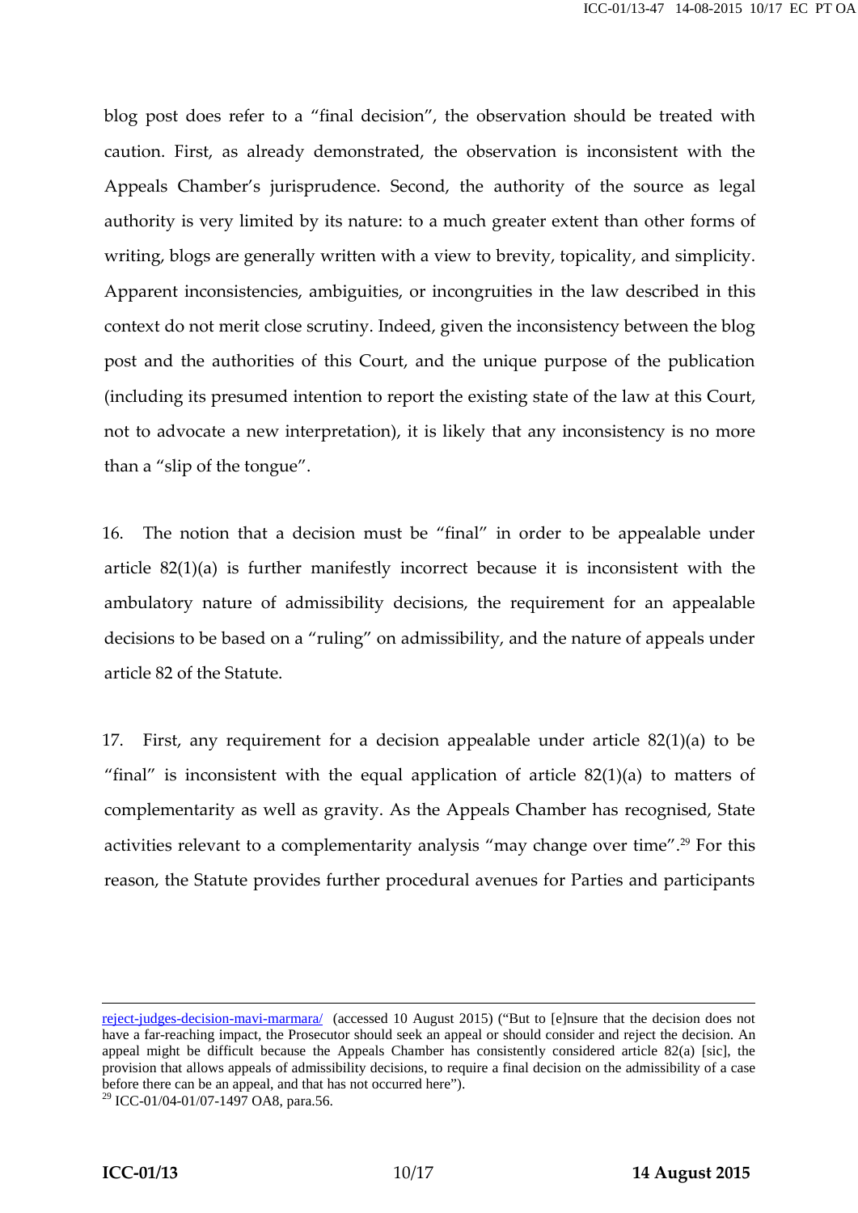blog post does refer to a "final decision", the observation should be treated with caution. First, as already demonstrated, the observation is inconsistent with the Appeals Chamber's jurisprudence. Second, the authority of the source as legal authority is very limited by its nature: to a much greater extent than other forms of writing, blogs are generally written with a view to brevity, topicality, and simplicity. Apparent inconsistencies, ambiguities, or incongruities in the law described in this context do not merit close scrutiny. Indeed, given the inconsistency between the blog post and the authorities of this Court, and the unique purpose of the publication (including its presumed intention to report the existing state of the law at this Court, not to advocate a new interpretation), it is likely that any inconsistency is no more than a "slip of the tongue".

16. The notion that a decision must be "final" in order to be appealable under article 82(1)(a) is further manifestly incorrect because it is inconsistent with the ambulatory nature of admissibility decisions, the requirement for an appealable decisions to be based on a "ruling" on admissibility, and the nature of appeals under article 82 of the Statute.

17. First, any requirement for a decision appealable under article 82(1)(a) to be "final" is inconsistent with the equal application of article 82(1)(a) to matters of complementarity as well as gravity. As the Appeals Chamber has recognised, State activities relevant to a complementarity analysis "may change over time".[29] For this reason, the Statute provides further procedural avenues for Parties and participants

---

reject-judges-decision-mavi-marmara/ (accessed 10 August 2015) ("But to [e]nsure that the decision does not have a far-reaching impact, the Prosecutor should seek an appeal or should consider and reject the decision. An appeal might be difficult because the Appeals Chamber has consistently considered article 82(a) [sic], the provision that allows appeals of admissibility decisions, to require a final decision on the admissibility of a case before there can be an appeal, and that has not occurred here").

[29] ICC-01/04-01/07-1497 OA8, para.56.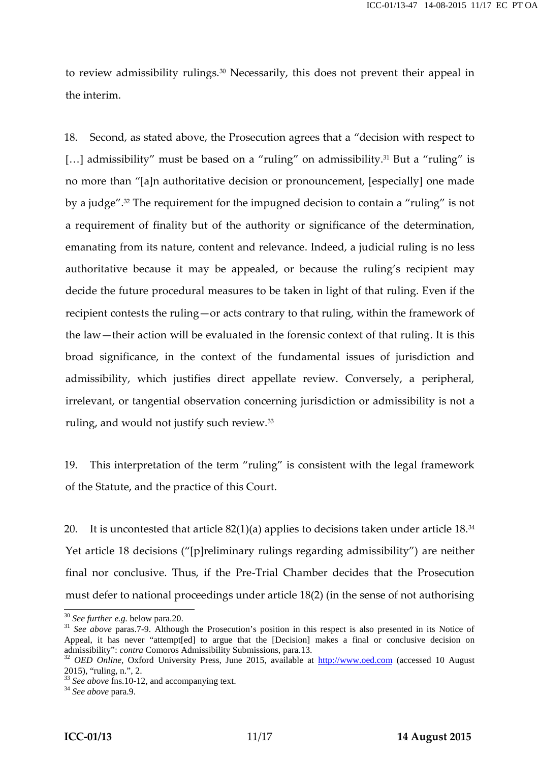to review admissibility rulings.[30] Necessarily, this does not prevent their appeal in the interim.

18. Second, as stated above, the Prosecution agrees that a "decision with respect to [...] admissibility" must be based on a "ruling" on admissibility.[31] But a "ruling" is no more than "[a]n authoritative decision or pronouncement, [especially] one made by a judge".[32] The requirement for the impugned decision to contain a "ruling" is not a requirement of finality but of the authority or significance of the determination, emanating from its nature, content and relevance. Indeed, a judicial ruling is no less authoritative because it may be appealed, or because the ruling's recipient may decide the future procedural measures to be taken in light of that ruling. Even if the recipient contests the ruling—or acts contrary to that ruling, within the framework of the law—their action will be evaluated in the forensic context of that ruling. It is this broad significance, in the context of the fundamental issues of jurisdiction and admissibility, which justifies direct appellate review. Conversely, a peripheral, irrelevant, or tangential observation concerning jurisdiction or admissibility is not a ruling, and would not justify such review.[33]

19. This interpretation of the term "ruling" is consistent with the legal framework of the Statute, and the practice of this Court.

20. It is uncontested that article 82(1)(a) applies to decisions taken under article 18.[34] Yet article 18 decisions ("[p]reliminary rulings regarding admissibility") are neither final nor conclusive. Thus, if the Pre-Trial Chamber decides that the Prosecution must defer to national proceedings under article 18(2) (in the sense of not authorising

---

[30] *See further e.g.* below para.20.

[31] *See above* paras.7-9. Although the Prosecution's position in this respect is also presented in its Notice of Appeal, it has never "attempt[ed] to argue that the [Decision] makes a final or conclusive decision on admissibility": ***contra*** Comoros Admissibility Submissions, para.13.

[32] *OED Online*, Oxford University Press, June 2015, available at http://www.oed.com (accessed 10 August 2015), "ruling, n.", 2.

[33] *See above* fns.10-12, and accompanying text.

[34] *See above* para.9.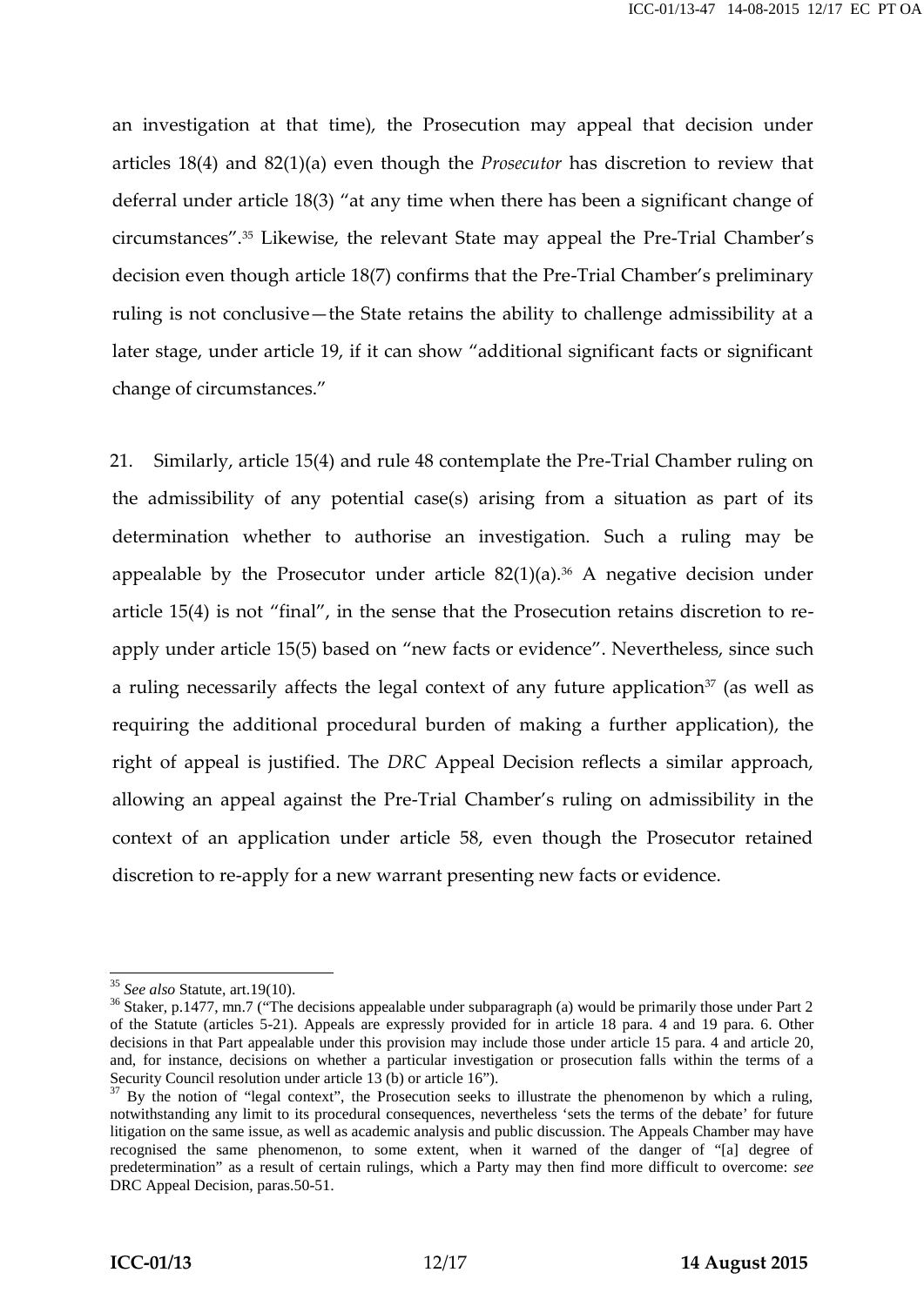an investigation at that time), the Prosecution may appeal that decision under articles 18(4) and 82(1)(a) even though the *Prosecutor* has discretion to review that deferral under article 18(3) "at any time when there has been a significant change of circumstances".[35] Likewise, the relevant State may appeal the Pre-Trial Chamber's decision even though article 18(7) confirms that the Pre-Trial Chamber's preliminary ruling is not conclusive—the State retains the ability to challenge admissibility at a later stage, under article 19, if it can show "additional significant facts or significant change of circumstances."

21. Similarly, article 15(4) and rule 48 contemplate the Pre-Trial Chamber ruling on the admissibility of any potential case(s) arising from a situation as part of its determination whether to authorise an investigation. Such a ruling may be appealable by the Prosecutor under article 82(1)(a).[36] A negative decision under article 15(4) is not "final", in the sense that the Prosecution retains discretion to re-apply under article 15(5) based on "new facts or evidence". Nevertheless, since such a ruling necessarily affects the legal context of any future application[37] (as well as requiring the additional procedural burden of making a further application), the right of appeal is justified. The *DRC* Appeal Decision reflects a similar approach, allowing an appeal against the Pre-Trial Chamber's ruling on admissibility in the context of an application under article 58, even though the Prosecutor retained discretion to re-apply for a new warrant presenting new facts or evidence.

---

[35] *See also* Statute, art.19(10).

[36] Staker, p.1477, mn.7 ("The decisions appealable under subparagraph (a) would be primarily those under Part 2 of the Statute (articles 5-21). Appeals are expressly provided for in article 18 para. 4 and 19 para. 6. Other decisions in that Part appealable under this provision may include those under article 15 para. 4 and article 20, and, for instance, decisions on whether a particular investigation or prosecution falls within the terms of a Security Council resolution under article 13 (b) or article 16").

[37] By the notion of "legal context", the Prosecution seeks to illustrate the phenomenon by which a ruling, notwithstanding any limit to its procedural consequences, nevertheless 'sets the terms of the debate' for future litigation on the same issue, as well as academic analysis and public discussion. The Appeals Chamber may have recognised the same phenomenon, to some extent, when it warned of the danger of "[a] degree of predetermination" as a result of certain rulings, which a Party may then find more difficult to overcome: *see* DRC Appeal Decision, paras.50-51.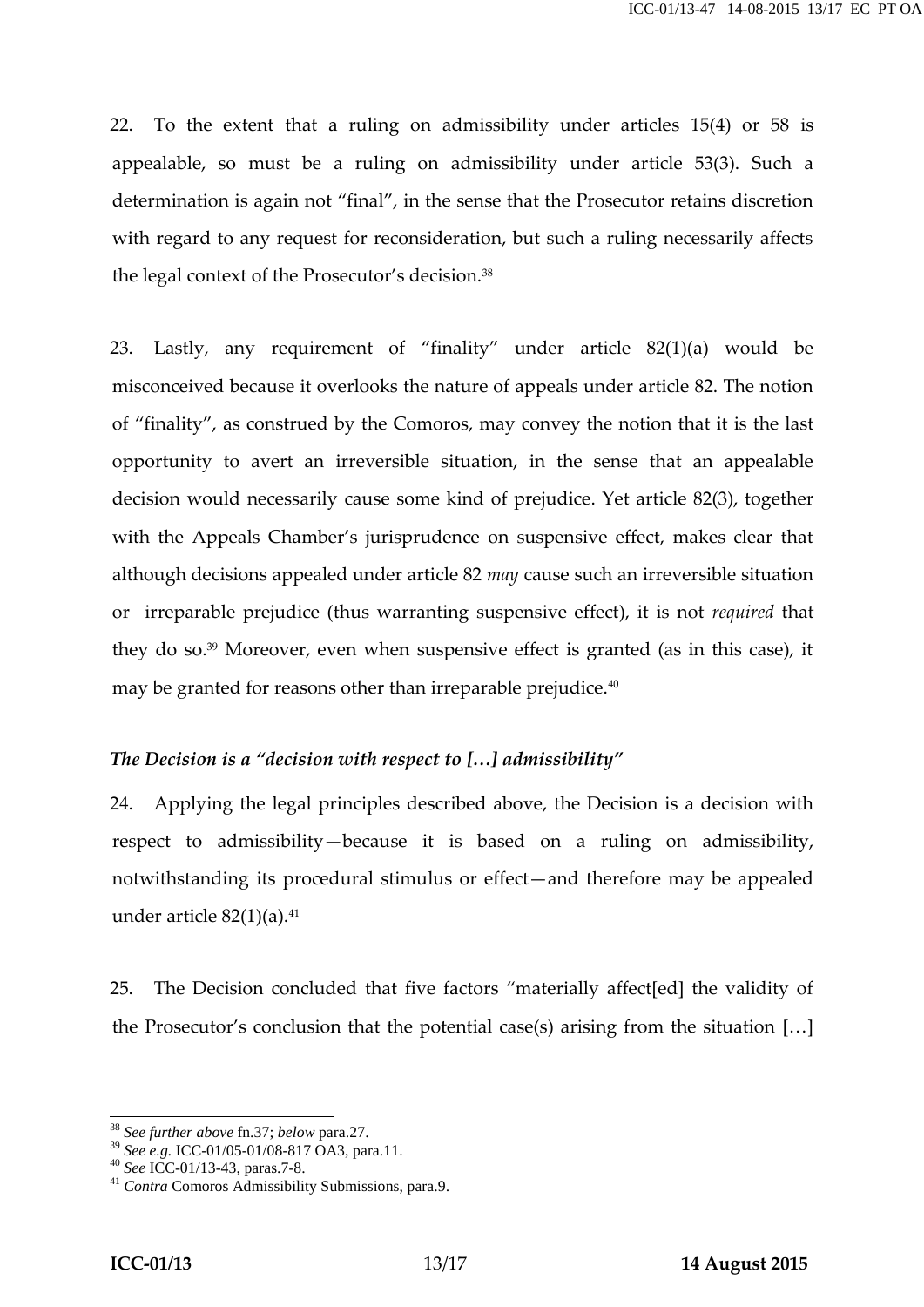22. To the extent that a ruling on admissibility under articles 15(4) or 58 is appealable, so must be a ruling on admissibility under article 53(3). Such a determination is again not "final", in the sense that the Prosecutor retains discretion with regard to any request for reconsideration, but such a ruling necessarily affects the legal context of the Prosecutor's decision.[38]

23. Lastly, any requirement of "finality" under article 82(1)(a) would be misconceived because it overlooks the nature of appeals under article 82. The notion of "finality", as construed by the Comoros, may convey the notion that it is the last opportunity to avert an irreversible situation, in the sense that an appealable decision would necessarily cause some kind of prejudice. Yet article 82(3), together with the Appeals Chamber's jurisprudence on suspensive effect, makes clear that although decisions appealed under article 82 *may* cause such an irreversible situation or irreparable prejudice (thus warranting suspensive effect), it is not *required* that they do so.[39] Moreover, even when suspensive effect is granted (as in this case), it may be granted for reasons other than irreparable prejudice.[40]

### *The Decision is a "decision with respect to […] admissibility"*

24. Applying the legal principles described above, the Decision is a decision with respect to admissibility—because it is based on a ruling on admissibility, notwithstanding its procedural stimulus or effect—and therefore may be appealed under article 82(1)(a).[41]

25. The Decision concluded that five factors "materially affect[ed] the validity of the Prosecutor's conclusion that the potential case(s) arising from the situation […]

---

[38] *See further above* fn.37; *below* para.27.

[39] *See e.g.* ICC-01/05-01/08-817 OA3, para.11.

[40] *See* ICC-01/13-43, paras.7-8.

[41] *Contra* Comoros Admissibility Submissions, para.9.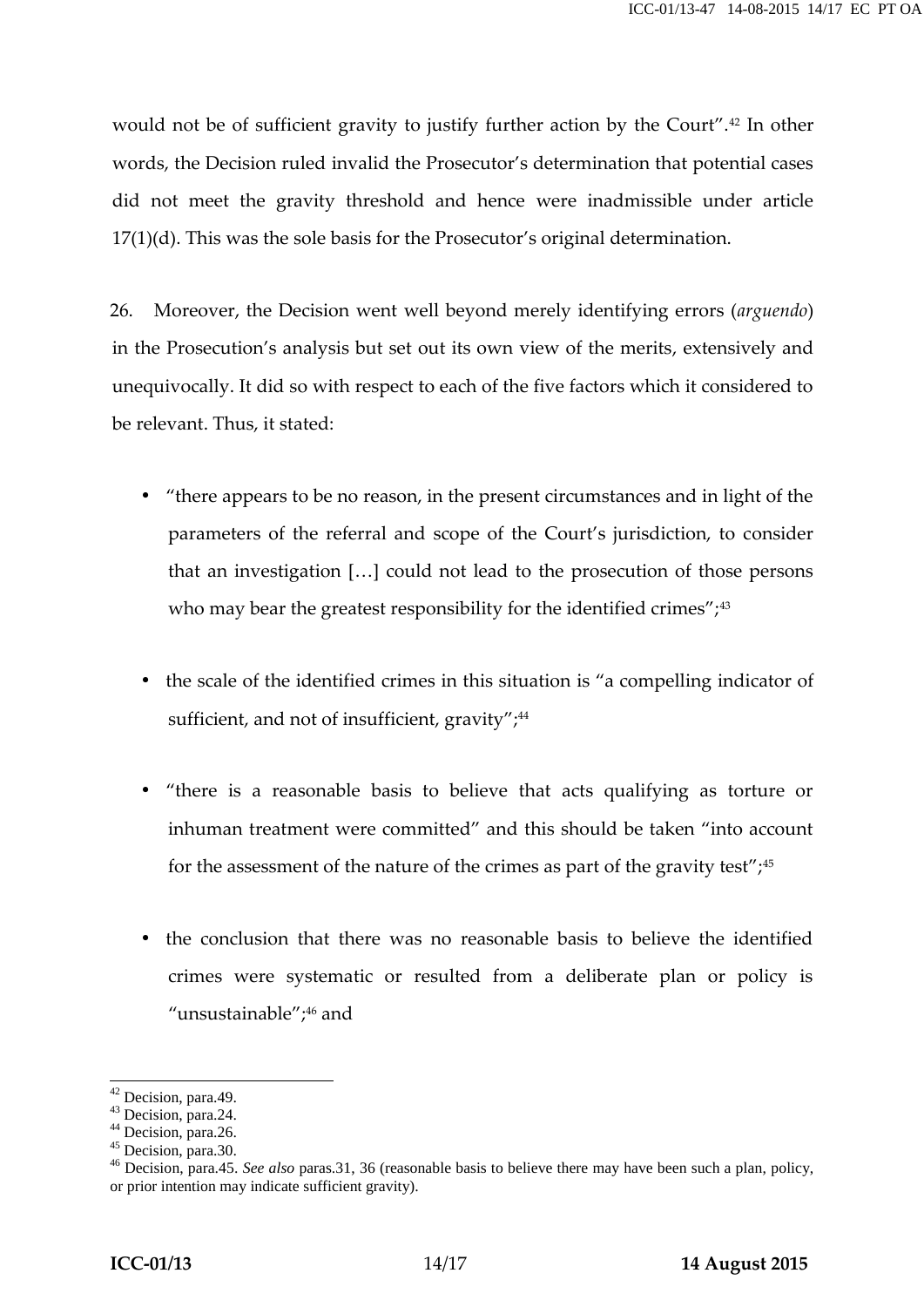would not be of sufficient gravity to justify further action by the Court".[42] In other words, the Decision ruled invalid the Prosecutor's determination that potential cases did not meet the gravity threshold and hence were inadmissible under article 17(1)(d). This was the sole basis for the Prosecutor's original determination.

26. Moreover, the Decision went well beyond merely identifying errors (*arguendo*) in the Prosecution's analysis but set out its own view of the merits, extensively and unequivocally. It did so with respect to each of the five factors which it considered to be relevant. Thus, it stated:

- "there appears to be no reason, in the present circumstances and in light of the parameters of the referral and scope of the Court's jurisdiction, to consider that an investigation […] could not lead to the prosecution of those persons who may bear the greatest responsibility for the identified crimes";[43]

- the scale of the identified crimes in this situation is "a compelling indicator of sufficient, and not of insufficient, gravity";[44]

- "there is a reasonable basis to believe that acts qualifying as torture or inhuman treatment were committed" and this should be taken "into account for the assessment of the nature of the crimes as part of the gravity test";[45]

- the conclusion that there was no reasonable basis to believe the identified crimes were systematic or resulted from a deliberate plan or policy is "unsustainable";[46] and

---

[42] Decision, para.49.
[43] Decision, para.24.
[44] Decision, para.26.
[45] Decision, para.30.
[46] Decision, para.45. *See also* paras.31, 36 (reasonable basis to believe there may have been such a plan, policy, or prior intention may indicate sufficient gravity).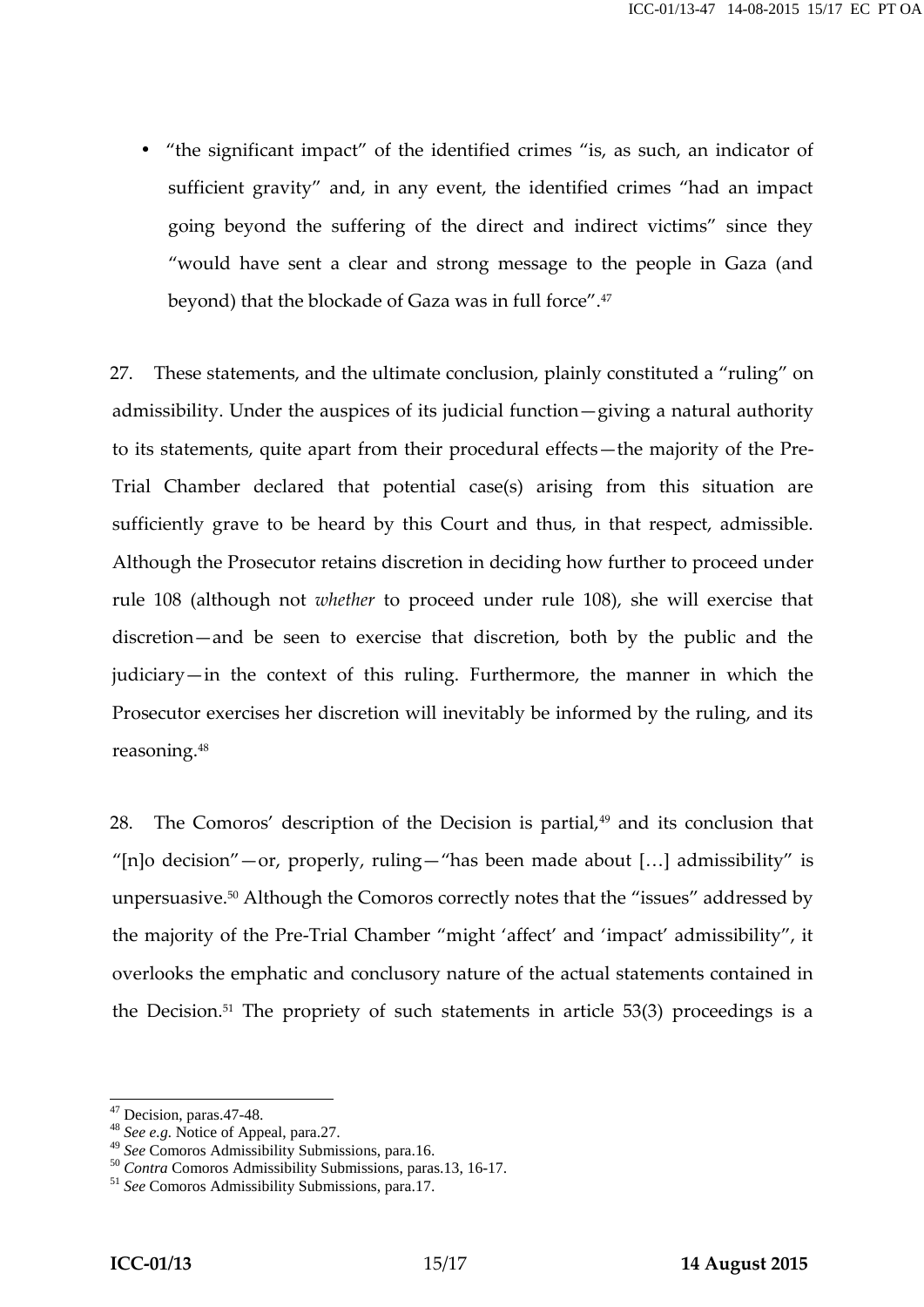- "the significant impact" of the identified crimes "is, as such, an indicator of sufficient gravity" and, in any event, the identified crimes "had an impact going beyond the suffering of the direct and indirect victims" since they "would have sent a clear and strong message to the people in Gaza (and beyond) that the blockade of Gaza was in full force".[47]

27. These statements, and the ultimate conclusion, plainly constituted a "ruling" on admissibility. Under the auspices of its judicial function—giving a natural authority to its statements, quite apart from their procedural effects—the majority of the Pre-Trial Chamber declared that potential case(s) arising from this situation are sufficiently grave to be heard by this Court and thus, in that respect, admissible. Although the Prosecutor retains discretion in deciding how further to proceed under rule 108 (although not *whether* to proceed under rule 108), she will exercise that discretion—and be seen to exercise that discretion, both by the public and the judiciary—in the context of this ruling. Furthermore, the manner in which the Prosecutor exercises her discretion will inevitably be informed by the ruling, and its reasoning.[48]

28. The Comoros' description of the Decision is partial,[49] and its conclusion that "[n]o decision"—or, properly, ruling—"has been made about […] admissibility" is unpersuasive.[50] Although the Comoros correctly notes that the "issues" addressed by the majority of the Pre-Trial Chamber "might 'affect' and 'impact' admissibility", it overlooks the emphatic and conclusory nature of the actual statements contained in the Decision.[51] The propriety of such statements in article 53(3) proceedings is a

---

[47] Decision, paras.47-48.
[48] *See e.g.* Notice of Appeal, para.27.
[49] *See* Comoros Admissibility Submissions, para.16.
[50] *Contra* Comoros Admissibility Submissions, paras.13, 16-17.
[51] *See* Comoros Admissibility Submissions, para.17.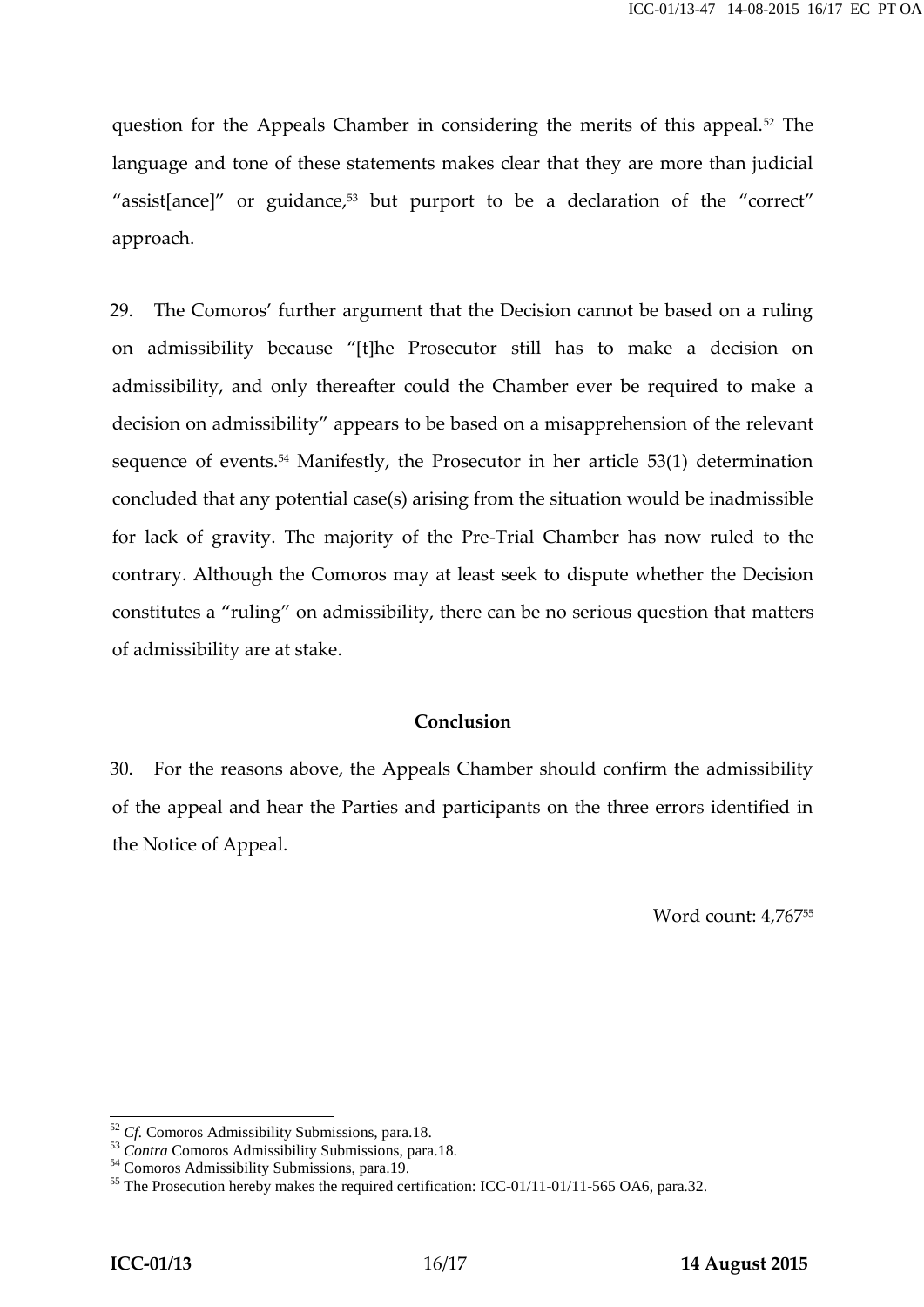question for the Appeals Chamber in considering the merits of this appeal.[52] The language and tone of these statements makes clear that they are more than judicial "assist[ance]" or guidance,[53] but purport to be a declaration of the "correct" approach.

29. The Comoros' further argument that the Decision cannot be based on a ruling on admissibility because "[t]he Prosecutor still has to make a decision on admissibility, and only thereafter could the Chamber ever be required to make a decision on admissibility" appears to be based on a misapprehension of the relevant sequence of events.[54] Manifestly, the Prosecutor in her article 53(1) determination concluded that any potential case(s) arising from the situation would be inadmissible for lack of gravity. The majority of the Pre-Trial Chamber has now ruled to the contrary. Although the Comoros may at least seek to dispute whether the Decision constitutes a "ruling" on admissibility, there can be no serious question that matters of admissibility are at stake.

**Conclusion**

30. For the reasons above, the Appeals Chamber should confirm the admissibility of the appeal and hear the Parties and participants on the three errors identified in the Notice of Appeal.

Word count: 4,767[55]

---

[52] *Cf.* Comoros Admissibility Submissions, para.18.

[53] *Contra* Comoros Admissibility Submissions, para.18.

[54] Comoros Admissibility Submissions, para.19.

[55] The Prosecution hereby makes the required certification: ICC-01/11-01/11-565 OA6, para.32.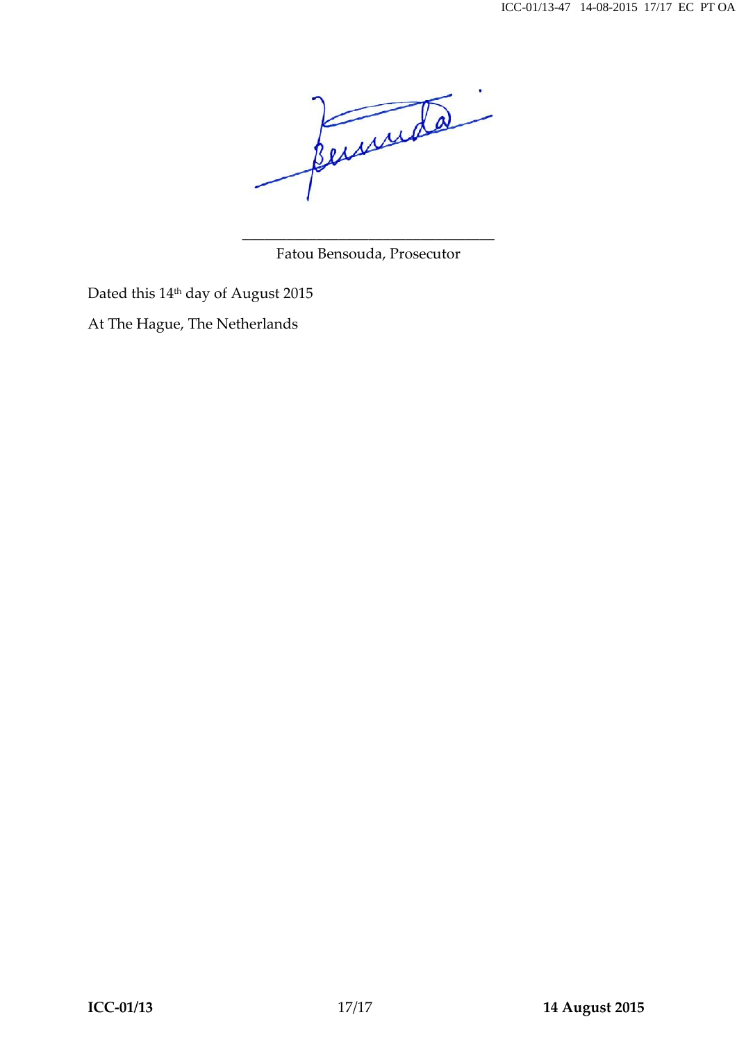Fatou Bensouda, Prosecutor

Dated this 14th day of August 2015

At The Hague, The Netherlands